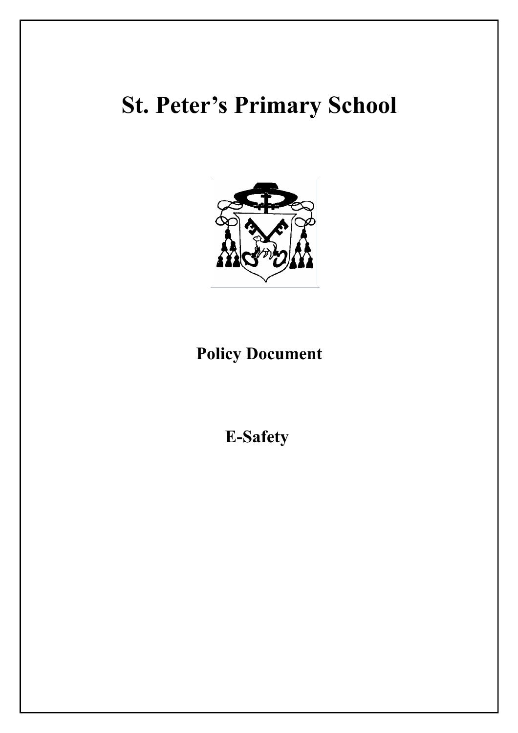# St. Peter's Primary School

**Policy Document**

**E-Safety**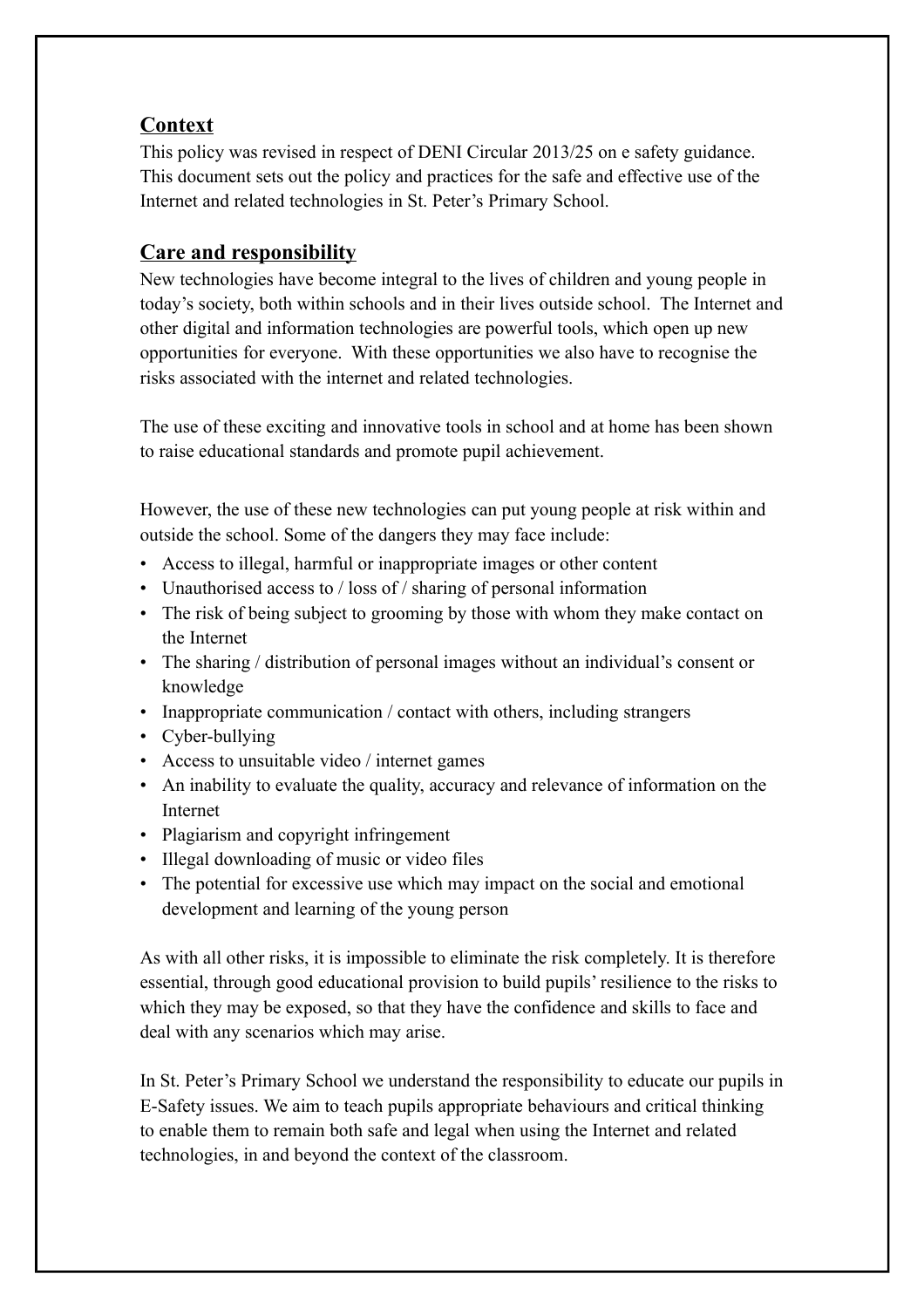## Context

This policy was revised in respect of DENI Circular 2013/25 on e safety guidance. This document sets out the policy and practices for the safe and effective use of the Internet and related technologies in St. Peter's Primary School.

## Care and responsibility

New technologies have become integral to the lives of children and young people in today's society, both within schools and in their lives outside school. The Internet and other digital and information technologies are powerful tools, which open up new opportunities for everyone. With these opportunities we also have to recognise the risks associated with the internet and related technologies.

The use of these exciting and innovative tools in school and at home has been shown to raise educational standards and promote pupil achievement.

However, the use of these new technologies can put young people at risk within and outside the school. Some of the dangers they may face include:

- Access to illegal, harmful or inappropriate images or other content
- Unauthorised access to / loss of / sharing of personal information
- The risk of being subject to grooming by those with whom they make contact on the Internet
- The sharing / distribution of personal images without an individual's consent or knowledge
- Inappropriate communication / contact with others, including strangers
- Cyber-bullying
- Access to unsuitable video / internet games
- An inability to evaluate the quality, accuracy and relevance of information on the Internet
- Plagiarism and copyright infringement
- Illegal downloading of music or video files
- The potential for excessive use which may impact on the social and emotional development and learning of the young person

As with all other risks, it is impossible to eliminate the risk completely. It is therefore essential, through good educational provision to build pupils' resilience to the risks to which they may be exposed, so that they have the confidence and skills to face and deal with any scenarios which may arise.

In St. Peter's Primary School we understand the responsibility to educate our pupils in E-Safety issues. We aim to teach pupils appropriate behaviours and critical thinking to enable them to remain both safe and legal when using the Internet and related technologies, in and beyond the context of the classroom.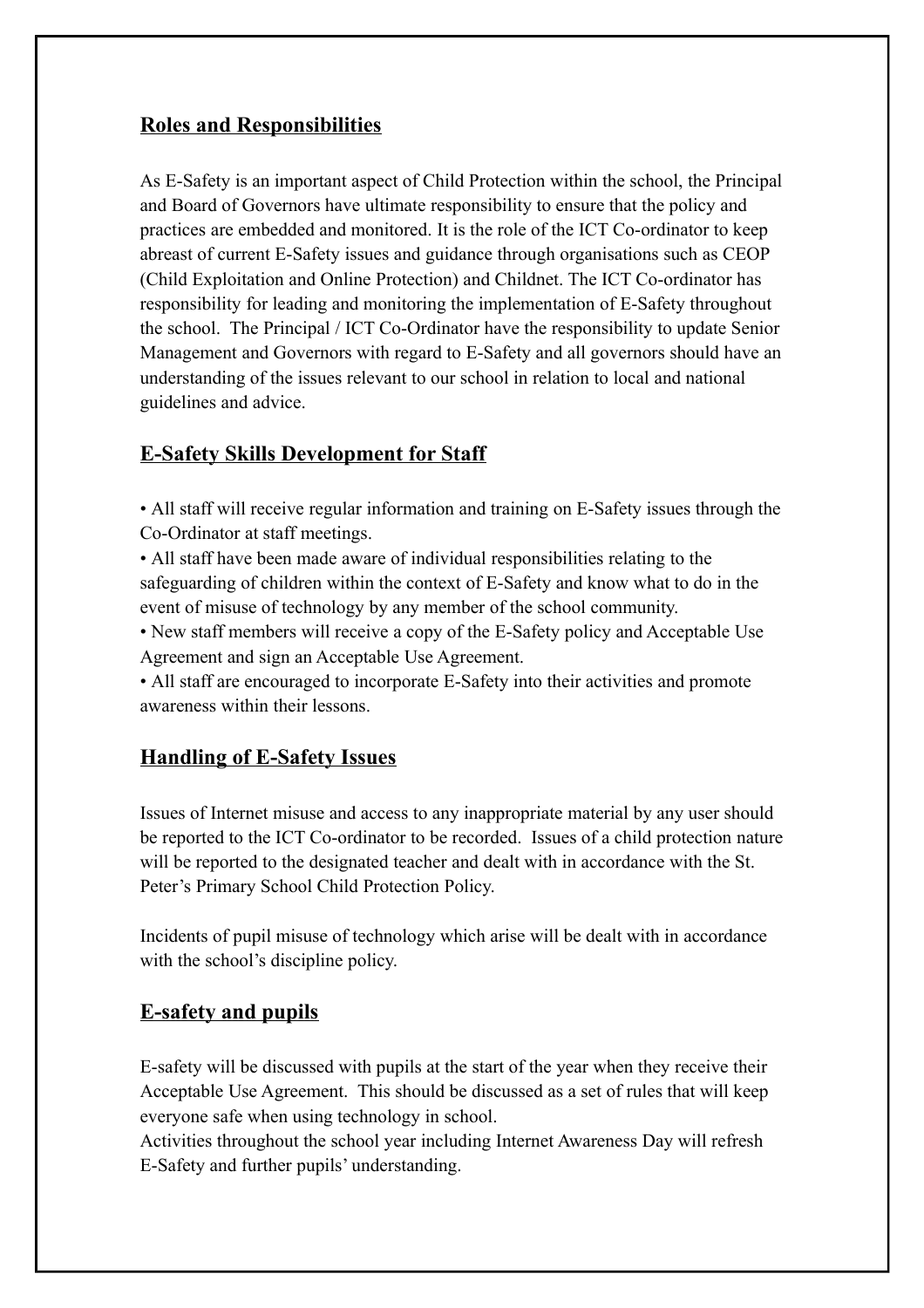## Roles and Responsibilities

As E-Safety is an important aspect of Child Protection within the school, the Principal and Board of Governors have ultimate responsibility to ensure that the policy and practices are embedded and monitored. It is the role of the ICT Co-ordinator to keep abreast of current E-Safety issues and guidance through organisations such as CEOP (Child Exploitation and Online Protection) and Childnet. The ICT Co-ordinator has responsibility for leading and monitoring the implementation of E-Safety throughout the school. The Principal / ICT Co-Ordinator have the responsibility to update Senior Management and Governors with regard to E-Safety and all governors should have an understanding of the issues relevant to our school in relation to local and national guidelines and advice.

## E-Safety Skills Development for Staff

- All staff will receive regular information and training on E-Safety issues through the Co-Ordinator at staff meetings.
- All staff have been made aware of individual responsibilities relating to the safeguarding of children within the context of E-Safety and know what to do in the event of misuse of technology by any member of the school community.
- New staff members will receive a copy of the E-Safety policy and Acceptable Use Agreement and sign an Acceptable Use Agreement.
- All staff are encouraged to incorporate E-Safety into their activities and promote awareness within their lessons.

## Handling of E-Safety Issues

Issues of Internet misuse and access to any inappropriate material by any user should be reported to the ICT Co-ordinator to be recorded. Issues of a child protection nature will be reported to the designated teacher and dealt with in accordance with the St. Peter's Primary School Child Protection Policy.

Incidents of pupil misuse of technology which arise will be dealt with in accordance with the school's discipline policy.

## E-safety and pupils

E-safety will be discussed with pupils at the start of the year when they receive their Acceptable Use Agreement. This should be discussed as a set of rules that will keep everyone safe when using technology in school.
Activities throughout the school year including Internet Awareness Day will refresh E-Safety and further pupils' understanding.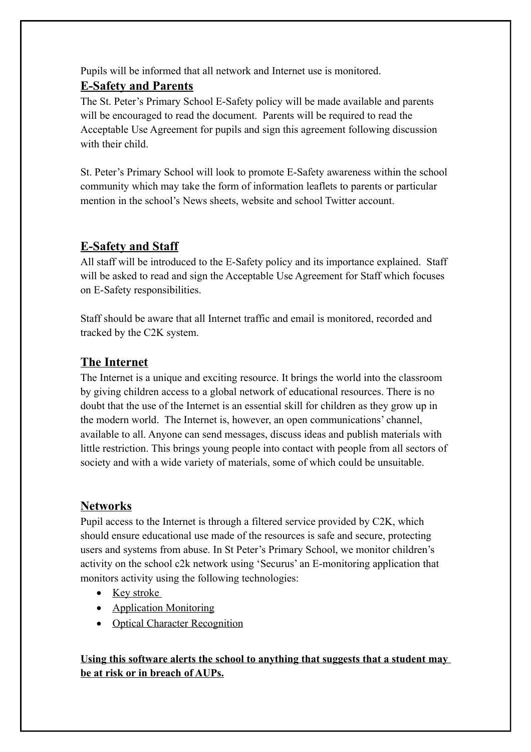Pupils will be informed that all network and Internet use is monitored.

## E-Safety and Parents

The St. Peter's Primary School E-Safety policy will be made available and parents will be encouraged to read the document. Parents will be required to read the Acceptable Use Agreement for pupils and sign this agreement following discussion with their child.

St. Peter's Primary School will look to promote E-Safety awareness within the school community which may take the form of information leaflets to parents or particular mention in the school's News sheets, website and school Twitter account.

## E-Safety and Staff

All staff will be introduced to the E-Safety policy and its importance explained. Staff will be asked to read and sign the Acceptable Use Agreement for Staff which focuses on E-Safety responsibilities.

Staff should be aware that all Internet traffic and email is monitored, recorded and tracked by the C2K system.

## The Internet

The Internet is a unique and exciting resource. It brings the world into the classroom by giving children access to a global network of educational resources. There is no doubt that the use of the Internet is an essential skill for children as they grow up in the modern world. The Internet is, however, an open communications' channel, available to all. Anyone can send messages, discuss ideas and publish materials with little restriction. This brings young people into contact with people from all sectors of society and with a wide variety of materials, some of which could be unsuitable.

## Networks

Pupil access to the Internet is through a filtered service provided by C2K, which should ensure educational use made of the resources is safe and secure, protecting users and systems from abuse. In St Peter's Primary School, we monitor children's activity on the school c2k network using 'Securus' an E-monitoring application that monitors activity using the following technologies:

- Key stroke
- Application Monitoring
- Optical Character Recognition

**Using this software alerts the school to anything that suggests that a student may be at risk or in breach of AUPs.**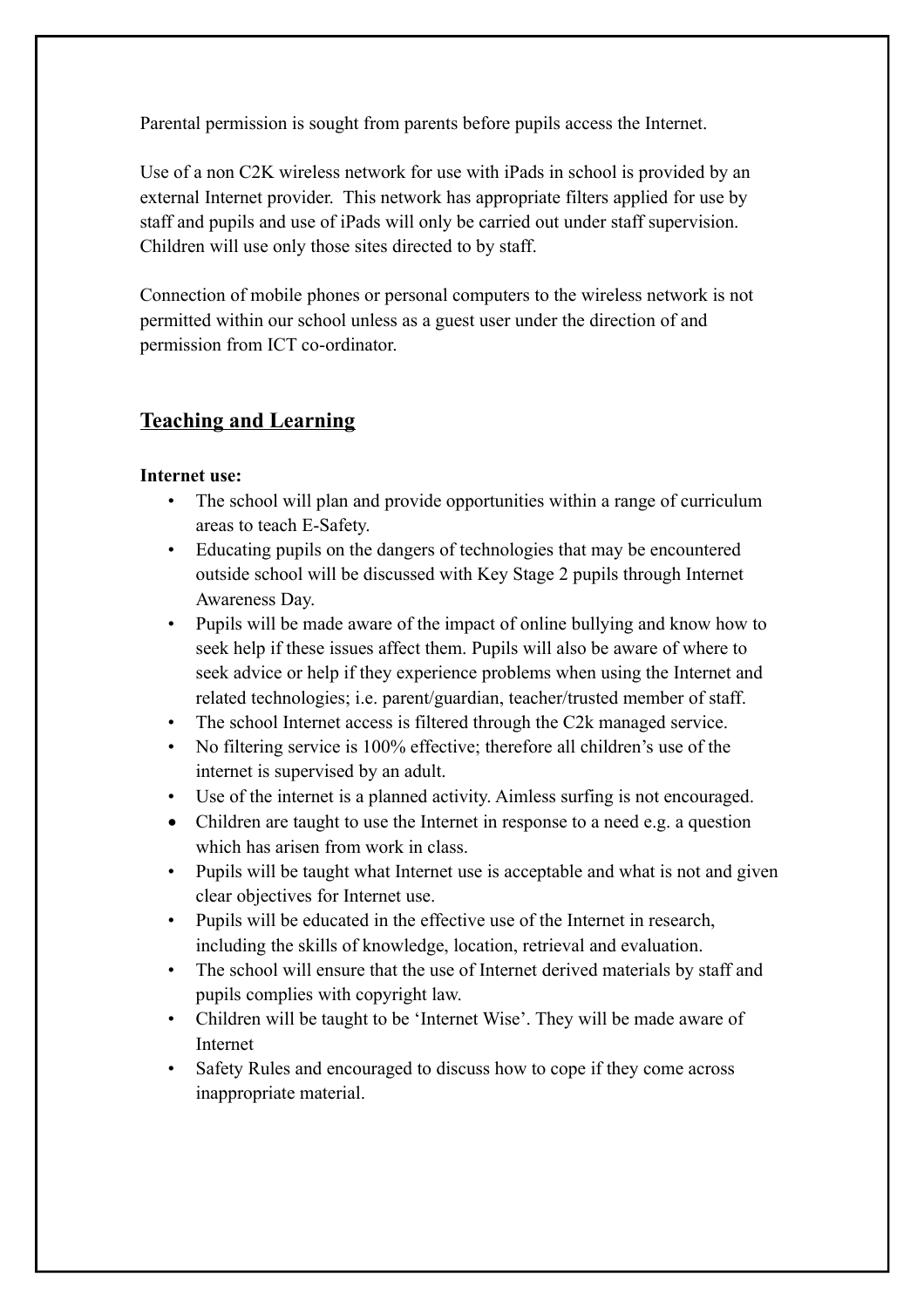Parental permission is sought from parents before pupils access the Internet.

Use of a non C2K wireless network for use with iPads in school is provided by an external Internet provider. This network has appropriate filters applied for use by staff and pupils and use of iPads will only be carried out under staff supervision. Children will use only those sites directed to by staff.

Connection of mobile phones or personal computers to the wireless network is not permitted within our school unless as a guest user under the direction of and permission from ICT co-ordinator.

## Teaching and Learning

**Internet use:**

- The school will plan and provide opportunities within a range of curriculum areas to teach E-Safety.
- Educating pupils on the dangers of technologies that may be encountered outside school will be discussed with Key Stage 2 pupils through Internet Awareness Day.
- Pupils will be made aware of the impact of online bullying and know how to seek help if these issues affect them. Pupils will also be aware of where to seek advice or help if they experience problems when using the Internet and related technologies; i.e. parent/guardian, teacher/trusted member of staff.
- The school Internet access is filtered through the C2k managed service.
- No filtering service is 100% effective; therefore all children's use of the internet is supervised by an adult.
- Use of the internet is a planned activity. Aimless surfing is not encouraged.
- Children are taught to use the Internet in response to a need e.g. a question which has arisen from work in class.
- Pupils will be taught what Internet use is acceptable and what is not and given clear objectives for Internet use.
- Pupils will be educated in the effective use of the Internet in research, including the skills of knowledge, location, retrieval and evaluation.
- The school will ensure that the use of Internet derived materials by staff and pupils complies with copyright law.
- Children will be taught to be 'Internet Wise'. They will be made aware of Internet
- Safety Rules and encouraged to discuss how to cope if they come across inappropriate material.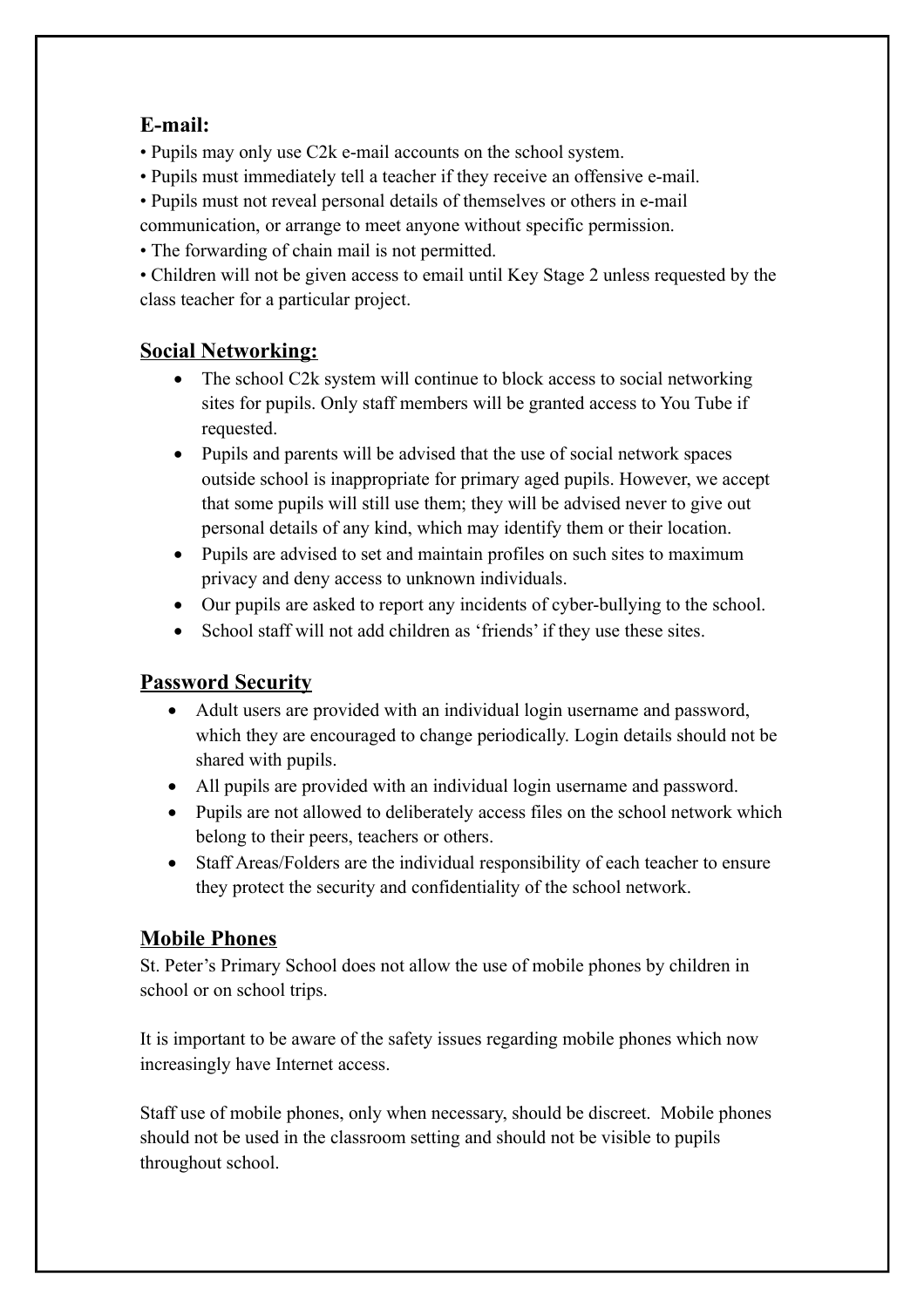## E-mail:

- Pupils may only use C2k e-mail accounts on the school system.
- Pupils must immediately tell a teacher if they receive an offensive e-mail.
- Pupils must not reveal personal details of themselves or others in e-mail communication, or arrange to meet anyone without specific permission.
- The forwarding of chain mail is not permitted.
- Children will not be given access to email until Key Stage 2 unless requested by the class teacher for a particular project.

## Social Networking:

- The school C2k system will continue to block access to social networking sites for pupils. Only staff members will be granted access to You Tube if requested.
- Pupils and parents will be advised that the use of social network spaces outside school is inappropriate for primary aged pupils. However, we accept that some pupils will still use them; they will be advised never to give out personal details of any kind, which may identify them or their location.
- Pupils are advised to set and maintain profiles on such sites to maximum privacy and deny access to unknown individuals.
- Our pupils are asked to report any incidents of cyber-bullying to the school.
- School staff will not add children as 'friends' if they use these sites.

## Password Security

- Adult users are provided with an individual login username and password, which they are encouraged to change periodically. Login details should not be shared with pupils.
- All pupils are provided with an individual login username and password.
- Pupils are not allowed to deliberately access files on the school network which belong to their peers, teachers or others.
- Staff Areas/Folders are the individual responsibility of each teacher to ensure they protect the security and confidentiality of the school network.

## Mobile Phones

St. Peter's Primary School does not allow the use of mobile phones by children in school or on school trips.

It is important to be aware of the safety issues regarding mobile phones which now increasingly have Internet access.

Staff use of mobile phones, only when necessary, should be discreet. Mobile phones should not be used in the classroom setting and should not be visible to pupils throughout school.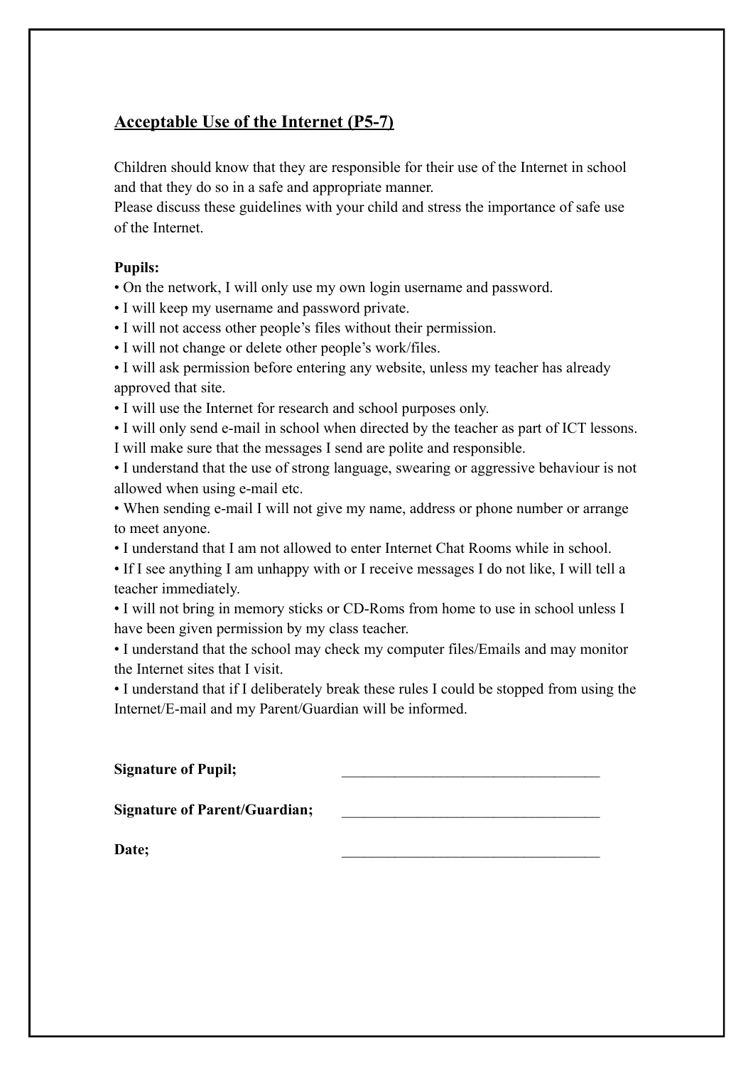## Acceptable Use of the Internet (P5-7)

Children should know that they are responsible for their use of the Internet in school and that they do so in a safe and appropriate manner.
Please discuss these guidelines with your child and stress the importance of safe use of the Internet.

**Pupils:**

- On the network, I will only use my own login username and password.
- I will keep my username and password private.
- I will not access other people's files without their permission.
- I will not change or delete other people's work/files.
- I will ask permission before entering any website, unless my teacher has already approved that site.
- I will use the Internet for research and school purposes only.
- I will only send e-mail in school when directed by the teacher as part of ICT lessons. I will make sure that the messages I send are polite and responsible.
- I understand that the use of strong language, swearing or aggressive behaviour is not allowed when using e-mail etc.
- When sending e-mail I will not give my name, address or phone number or arrange to meet anyone.
- I understand that I am not allowed to enter Internet Chat Rooms while in school.
- If I see anything I am unhappy with or I receive messages I do not like, I will tell a teacher immediately.
- I will not bring in memory sticks or CD-Roms from home to use in school unless I have been given permission by my class teacher.
- I understand that the school may check my computer files/Emails and may monitor the Internet sites that I visit.
- I understand that if I deliberately break these rules I could be stopped from using the Internet/E-mail and my Parent/Guardian will be informed.

**Signature of Pupil;** ___________________________________

**Signature of Parent/Guardian;** ___________________________________

**Date;** ___________________________________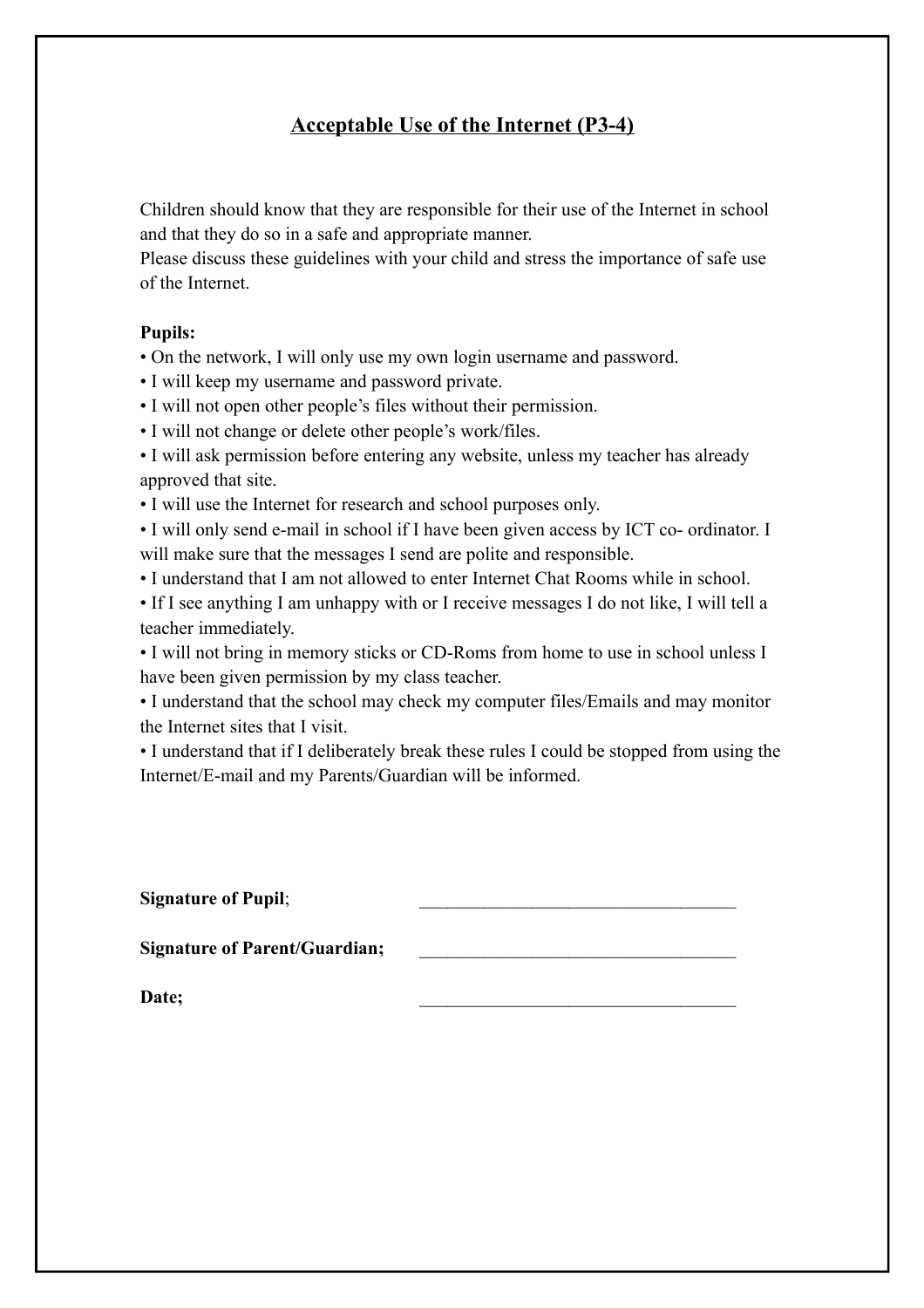## Acceptable Use of the Internet (P3-4)

Children should know that they are responsible for their use of the Internet in school and that they do so in a safe and appropriate manner.
Please discuss these guidelines with your child and stress the importance of safe use of the Internet.

**Pupils:**

- On the network, I will only use my own login username and password.
- I will keep my username and password private.
- I will not open other people's files without their permission.
- I will not change or delete other people's work/files.
- I will ask permission before entering any website, unless my teacher has already approved that site.
- I will use the Internet for research and school purposes only.
- I will only send e-mail in school if I have been given access by ICT co- ordinator. I will make sure that the messages I send are polite and responsible.
- I understand that I am not allowed to enter Internet Chat Rooms while in school.
- If I see anything I am unhappy with or I receive messages I do not like, I will tell a teacher immediately.
- I will not bring in memory sticks or CD-Roms from home to use in school unless I have been given permission by my class teacher.
- I understand that the school may check my computer files/Emails and may monitor the Internet sites that I visit.
- I understand that if I deliberately break these rules I could be stopped from using the Internet/E-mail and my Parents/Guardian will be informed.

**Signature of Pupil**; ___________________________________

**Signature of Parent/Guardian;** ___________________________________

**Date;** ___________________________________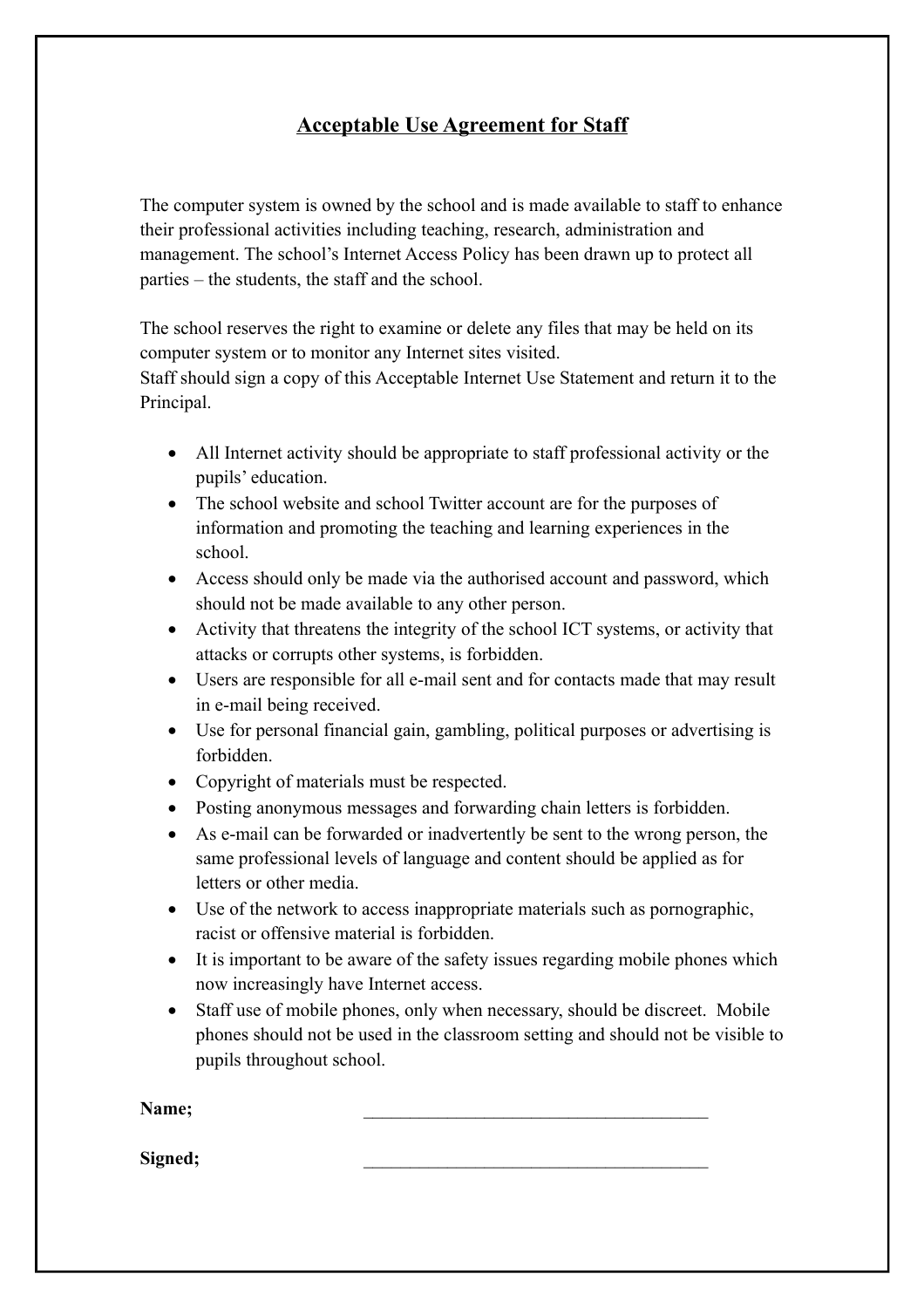## Acceptable Use Agreement for Staff

The computer system is owned by the school and is made available to staff to enhance their professional activities including teaching, research, administration and management. The school's Internet Access Policy has been drawn up to protect all parties – the students, the staff and the school.

The school reserves the right to examine or delete any files that may be held on its computer system or to monitor any Internet sites visited.
Staff should sign a copy of this Acceptable Internet Use Statement and return it to the Principal.

- All Internet activity should be appropriate to staff professional activity or the pupils' education.
- The school website and school Twitter account are for the purposes of information and promoting the teaching and learning experiences in the school.
- Access should only be made via the authorised account and password, which should not be made available to any other person.
- Activity that threatens the integrity of the school ICT systems, or activity that attacks or corrupts other systems, is forbidden.
- Users are responsible for all e-mail sent and for contacts made that may result in e-mail being received.
- Use for personal financial gain, gambling, political purposes or advertising is forbidden.
- Copyright of materials must be respected.
- Posting anonymous messages and forwarding chain letters is forbidden.
- As e-mail can be forwarded or inadvertently be sent to the wrong person, the same professional levels of language and content should be applied as for letters or other media.
- Use of the network to access inappropriate materials such as pornographic, racist or offensive material is forbidden.
- It is important to be aware of the safety issues regarding mobile phones which now increasingly have Internet access.
- Staff use of mobile phones, only when necessary, should be discreet. Mobile phones should not be used in the classroom setting and should not be visible to pupils throughout school.

**Name;** ______________________________________

**Signed;** ______________________________________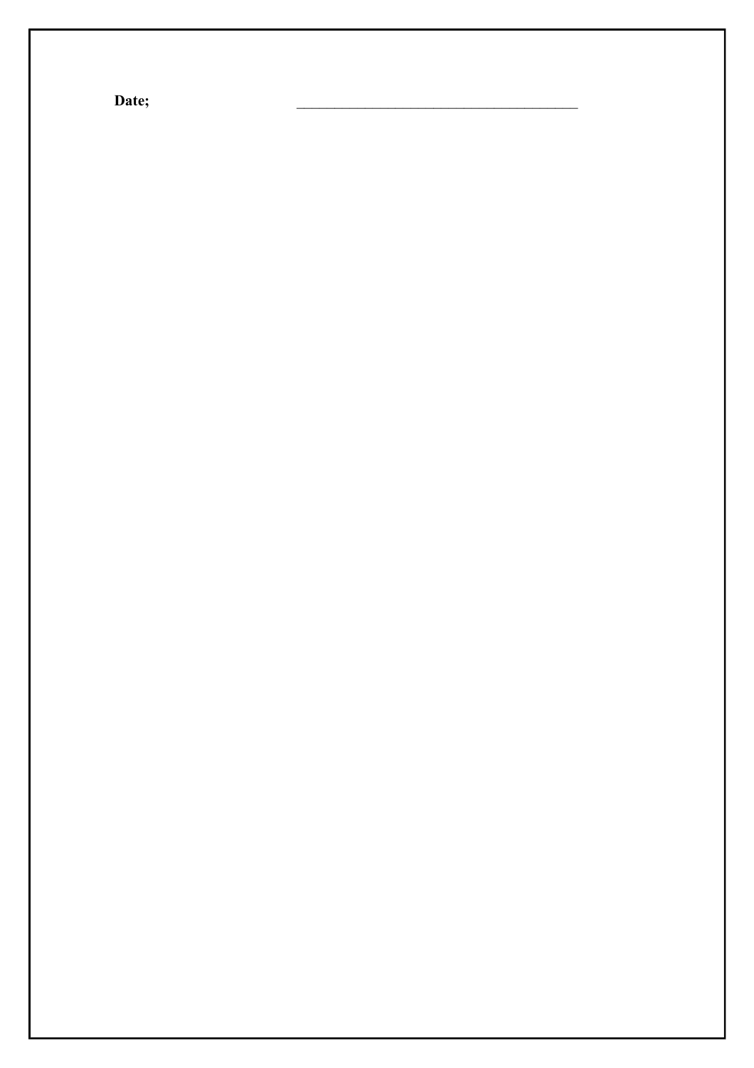**Date;** ________________________________________